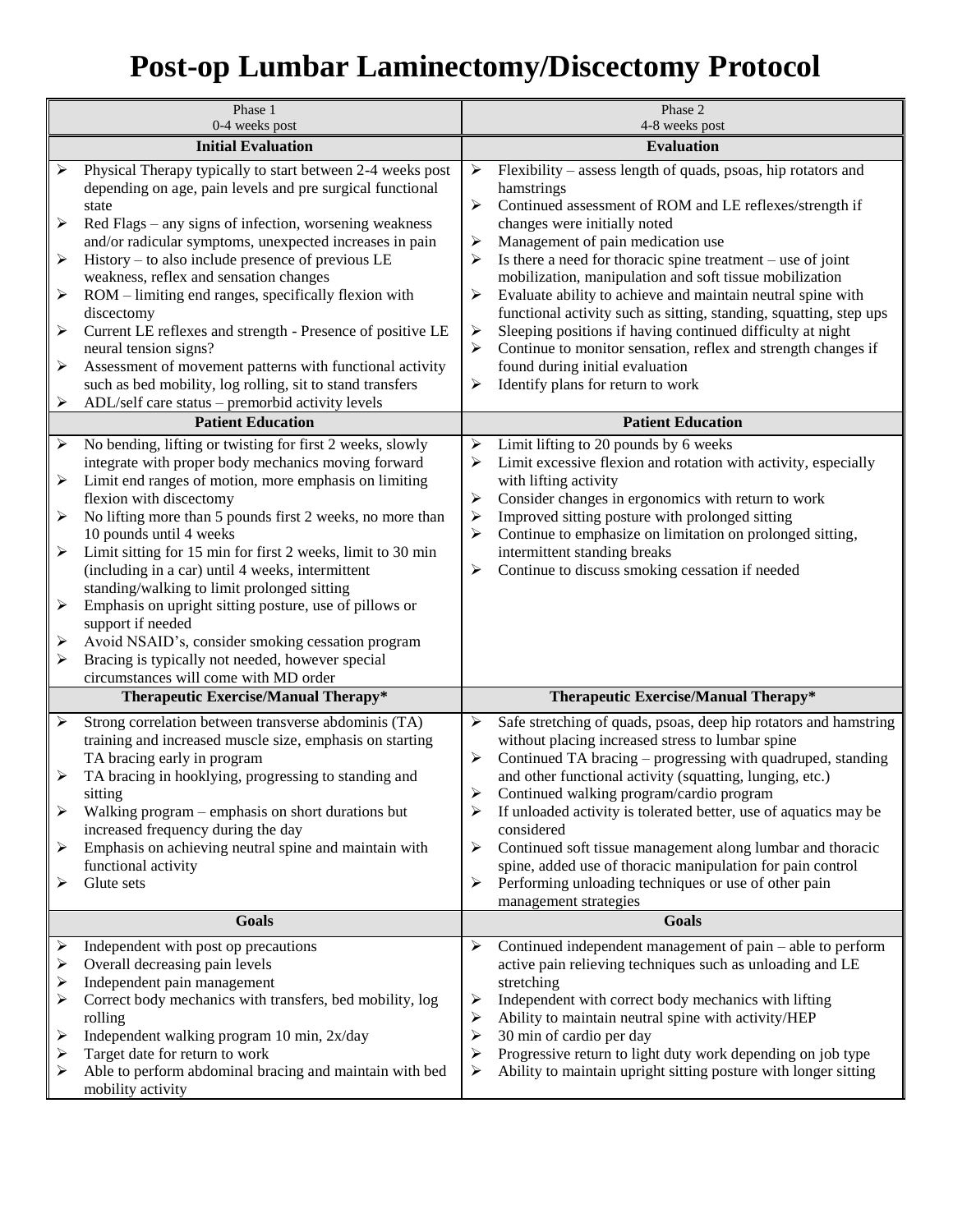# Post-op Lumbar Laminectomy/Discectomy Protocol

| Phase 1<br>0-4 weeks post | Phase 2<br>4-8 weeks post |
|---|---|
| **Initial Evaluation** | **Evaluation** |
| ➢ Physical Therapy typically to start between 2-4 weeks post depending on age, pain levels and pre surgical functional state<br>➢ Red Flags – any signs of infection, worsening weakness and/or radicular symptoms, unexpected increases in pain<br>➢ History – to also include presence of previous LE weakness, reflex and sensation changes<br>➢ ROM – limiting end ranges, specifically flexion with discectomy<br>➢ Current LE reflexes and strength - Presence of positive LE neural tension signs?<br>➢ Assessment of movement patterns with functional activity such as bed mobility, log rolling, sit to stand transfers<br>➢ ADL/self care status – premorbid activity levels | ➢ Flexibility – assess length of quads, psoas, hip rotators and hamstrings<br>➢ Continued assessment of ROM and LE reflexes/strength if changes were initially noted<br>➢ Management of pain medication use<br>➢ Is there a need for thoracic spine treatment – use of joint mobilization, manipulation and soft tissue mobilization<br>➢ Evaluate ability to achieve and maintain neutral spine with functional activity such as sitting, standing, squatting, step ups<br>➢ Sleeping positions if having continued difficulty at night<br>➢ Continue to monitor sensation, reflex and strength changes if found during initial evaluation<br>➢ Identify plans for return to work |
| **Patient Education** | **Patient Education** |
| ➢ No bending, lifting or twisting for first 2 weeks, slowly integrate with proper body mechanics moving forward<br>➢ Limit end ranges of motion, more emphasis on limiting flexion with discectomy<br>➢ No lifting more than 5 pounds first 2 weeks, no more than 10 pounds until 4 weeks<br>➢ Limit sitting for 15 min for first 2 weeks, limit to 30 min (including in a car) until 4 weeks, intermittent standing/walking to limit prolonged sitting<br>➢ Emphasis on upright sitting posture, use of pillows or support if needed<br>➢ Avoid NSAID's, consider smoking cessation program<br>➢ Bracing is typically not needed, however special circumstances will come with MD order | ➢ Limit lifting to 20 pounds by 6 weeks<br>➢ Limit excessive flexion and rotation with activity, especially with lifting activity<br>➢ Consider changes in ergonomics with return to work<br>➢ Improved sitting posture with prolonged sitting<br>➢ Continue to emphasize on limitation on prolonged sitting, intermittent standing breaks<br>➢ Continue to discuss smoking cessation if needed |
| **Therapeutic Exercise/Manual Therapy*** | **Therapeutic Exercise/Manual Therapy*** |
| ➢ Strong correlation between transverse abdominis (TA) training and increased muscle size, emphasis on starting TA bracing early in program<br>➢ TA bracing in hooklying, progressing to standing and sitting<br>➢ Walking program – emphasis on short durations but increased frequency during the day<br>➢ Emphasis on achieving neutral spine and maintain with functional activity<br>➢ Glute sets | ➢ Safe stretching of quads, psoas, deep hip rotators and hamstring without placing increased stress to lumbar spine<br>➢ Continued TA bracing – progressing with quadruped, standing and other functional activity (squatting, lunging, etc.)<br>➢ Continued walking program/cardio program<br>➢ If unloaded activity is tolerated better, use of aquatics may be considered<br>➢ Continued soft tissue management along lumbar and thoracic spine, added use of thoracic manipulation for pain control<br>➢ Performing unloading techniques or use of other pain management strategies |
| **Goals** | **Goals** |
| ➢ Independent with post op precautions<br>➢ Overall decreasing pain levels<br>➢ Independent pain management<br>➢ Correct body mechanics with transfers, bed mobility, log rolling<br>➢ Independent walking program 10 min, 2x/day<br>➢ Target date for return to work<br>➢ Able to perform abdominal bracing and maintain with bed mobility activity | ➢ Continued independent management of pain – able to perform active pain relieving techniques such as unloading and LE stretching<br>➢ Independent with correct body mechanics with lifting<br>➢ Ability to maintain neutral spine with activity/HEP<br>➢ 30 min of cardio per day<br>➢ Progressive return to light duty work depending on job type<br>➢ Ability to maintain upright sitting posture with longer sitting |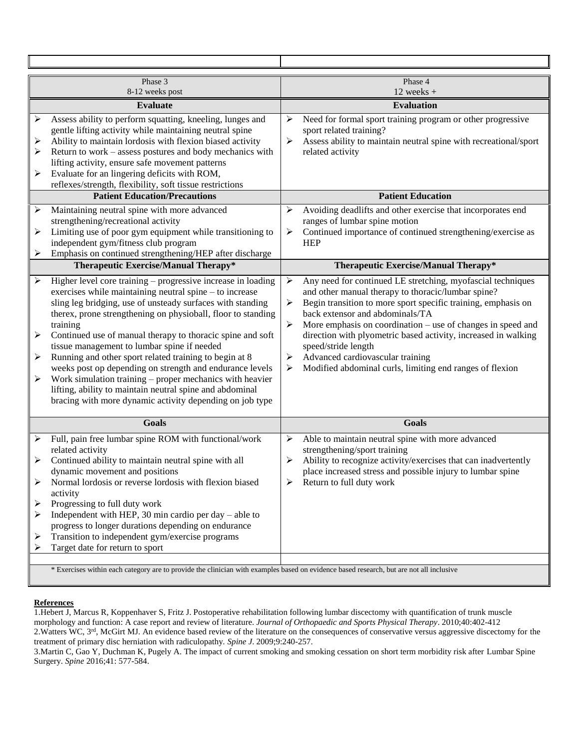| Phase 3<br>8-12 weeks post | Phase 4<br>12 weeks + |
|---|---|
| **Evaluate** | **Evaluation** |
| ➢ Assess ability to perform squatting, kneeling, lunges and gentle lifting activity while maintaining neutral spine<br>➢ Ability to maintain lordosis with flexion biased activity<br>➢ Return to work – assess postures and body mechanics with lifting activity, ensure safe movement patterns<br>➢ Evaluate for an lingering deficits with ROM, reflexes/strength, flexibility, soft tissue restrictions | ➢ Need for formal sport training program or other progressive sport related training?<br>➢ Assess ability to maintain neutral spine with recreational/sport related activity |
| **Patient Education/Precautions** | **Patient Education** |
| ➢ Maintaining neutral spine with more advanced strengthening/recreational activity<br>➢ Limiting use of poor gym equipment while transitioning to independent gym/fitness club program<br>➢ Emphasis on continued strengthening/HEP after discharge | ➢ Avoiding deadlifts and other exercise that incorporates end ranges of lumbar spine motion<br>➢ Continued importance of continued strengthening/exercise as HEP |
| **Therapeutic Exercise/Manual Therapy*** | **Therapeutic Exercise/Manual Therapy*** |
| ➢ Higher level core training – progressive increase in loading exercises while maintaining neutral spine – to increase sling leg bridging, use of unsteady surfaces with standing therex, prone strengthening on physioball, floor to standing training<br>➢ Continued use of manual therapy to thoracic spine and soft tissue management to lumbar spine if needed<br>➢ Running and other sport related training to begin at 8 weeks post op depending on strength and endurance levels<br>➢ Work simulation training – proper mechanics with heavier lifting, ability to maintain neutral spine and abdominal bracing with more dynamic activity depending on job type | ➢ Any need for continued LE stretching, myofascial techniques and other manual therapy to thoracic/lumbar spine?<br>➢ Begin transition to more sport specific training, emphasis on back extensor and abdominals/TA<br>➢ More emphasis on coordination – use of changes in speed and direction with plyometric based activity, increased in walking speed/stride length<br>➢ Advanced cardiovascular training<br>➢ Modified abdominal curls, limiting end ranges of flexion |
| **Goals** | **Goals** |
| ➢ Full, pain free lumbar spine ROM with functional/work related activity<br>➢ Continued ability to maintain neutral spine with all dynamic movement and positions<br>➢ Normal lordosis or reverse lordosis with flexion biased activity<br>➢ Progressing to full duty work<br>➢ Independent with HEP, 30 min cardio per day – able to progress to longer durations depending on endurance<br>➢ Transition to independent gym/exercise programs<br>➢ Target date for return to sport | ➢ Able to maintain neutral spine with more advanced strengthening/sport training<br>➢ Ability to recognize activity/exercises that can inadvertently place increased stress and possible injury to lumbar spine<br>➢ Return to full duty work |

* Exercises within each category are to provide the clinician with examples based on evidence based research, but are not all inclusive

**References**

1.Hebert J, Marcus R, Koppenhaver S, Fritz J. Postoperative rehabilitation following lumbar discectomy with quantification of trunk muscle morphology and function: A case report and review of literature. *Journal of Orthopaedic and Sports Physical Therapy*. 2010;40:402-412

2.Watters WC, 3rd, McGirt MJ. An evidence based review of the literature on the consequences of conservative versus aggressive discectomy for the treatment of primary disc herniation with radiculopathy. *Spine J*. 2009;9:240-257.

3.Martin C, Gao Y, Duchman K, Pugely A. The impact of current smoking and smoking cessation on short term morbidity risk after Lumbar Spine Surgery. *Spine* 2016;41: 577-584.